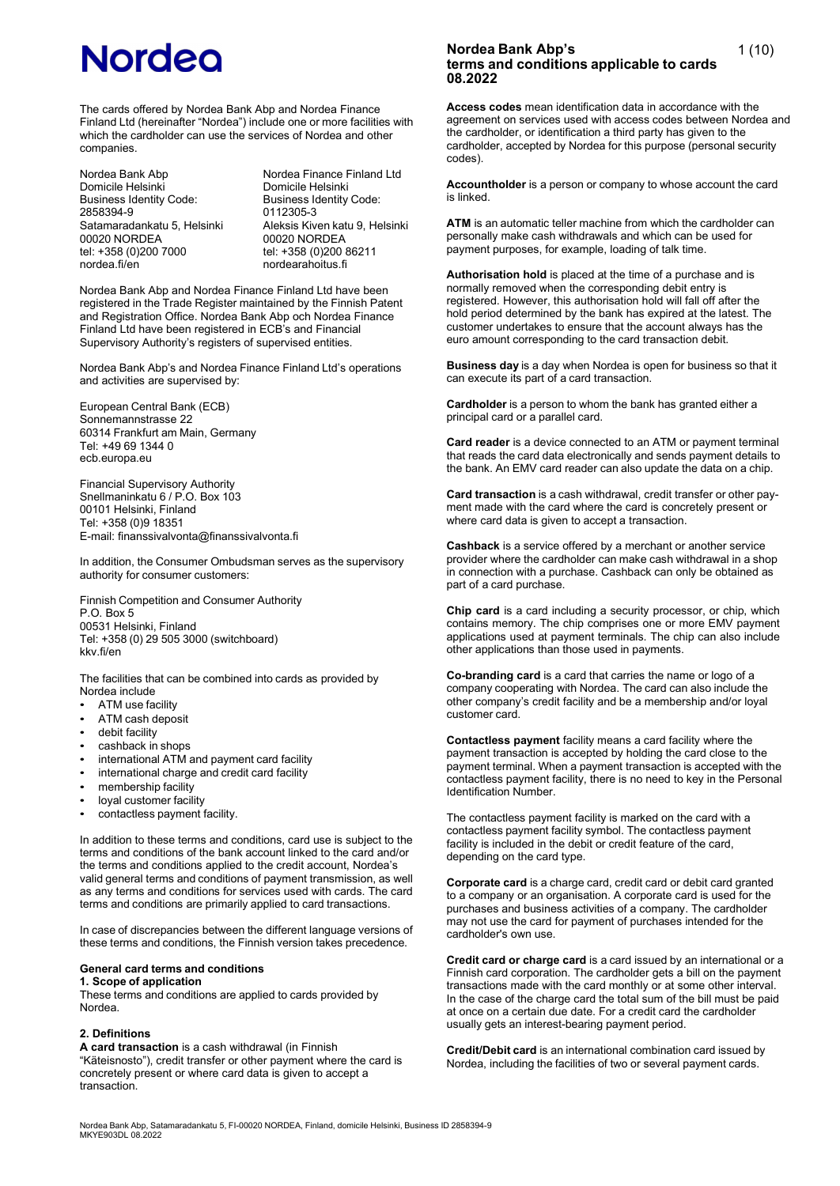# Nordea

## Nordea Bank Abp's terms and conditions applicable to cards 08.2022

The cards offered by Nordea Bank Abp and Nordea Finance Finland Ltd (hereinafter "Nordea") include one or more facilities with which the cardholder can use the services of Nordea and other companies.

| Nordea Bank Abp | Nordea Finance Finland Ltd |
|---|---|
| Domicile Helsinki | Domicile Helsinki |
| Business Identity Code: 2858394-9 | Business Identity Code: 0112305-3 |
| Satamaradankatu 5, Helsinki | Aleksis Kiven katu 9, Helsinki |
| 00020 NORDEA | 00020 NORDEA |
| tel: +358 (0)200 7000 | tel: +358 (0)200 86211 |
| nordea.fi/en | nordearahoitus.fi |

Nordea Bank Abp and Nordea Finance Finland Ltd have been registered in the Trade Register maintained by the Finnish Patent and Registration Office. Nordea Bank Abp och Nordea Finance Finland Ltd have been registered in ECB's and Financial Supervisory Authority's registers of supervised entities.

Nordea Bank Abp's and Nordea Finance Finland Ltd's operations and activities are supervised by:

European Central Bank (ECB)
Sonnemannstrasse 22
60314 Frankfurt am Main, Germany
Tel: +49 69 1344 0
ecb.europa.eu

Financial Supervisory Authority
Snellmaninkatu 6 / P.O. Box 103
00101 Helsinki, Finland
Tel: +358 (0)9 18351
E-mail: finanssivalvonta@finanssivalvonta.fi

In addition, the Consumer Ombudsman serves as the supervisory authority for consumer customers:

Finnish Competition and Consumer Authority
P.O. Box 5
00531 Helsinki, Finland
Tel: +358 (0) 29 505 3000 (switchboard)
kkv.fi/en

The facilities that can be combined into cards as provided by Nordea include

- ATM use facility
- ATM cash deposit
- debit facility
- cashback in shops
- international ATM and payment card facility
- international charge and credit card facility
- membership facility
- loyal customer facility
- contactless payment facility.

In addition to these terms and conditions, card use is subject to the terms and conditions of the bank account linked to the card and/or the terms and conditions applied to the credit account, Nordea's valid general terms and conditions of payment transmission, as well as any terms and conditions for services used with cards. The card terms and conditions are primarily applied to card transactions.

In case of discrepancies between the different language versions of these terms and conditions, the Finnish version takes precedence.

### General card terms and conditions

#### 1. Scope of application

These terms and conditions are applied to cards provided by Nordea.

#### 2. Definitions

**A card transaction** is a cash withdrawal (in Finnish "Käteisnosto"), credit transfer or other payment where the card is concretely present or where card data is given to accept a transaction.

**Access codes** mean identification data in accordance with the agreement on services used with access codes between Nordea and the cardholder, or identification a third party has given to the cardholder, accepted by Nordea for this purpose (personal security codes).

**Accountholder** is a person or company to whose account the card is linked.

**ATM** is an automatic teller machine from which the cardholder can personally make cash withdrawals and which can be used for payment purposes, for example, loading of talk time.

**Authorisation hold** is placed at the time of a purchase and is normally removed when the corresponding debit entry is registered. However, this authorisation hold will fall off after the hold period determined by the bank has expired at the latest. The customer undertakes to ensure that the account always has the euro amount corresponding to the card transaction debit.

**Business day** is a day when Nordea is open for business so that it can execute its part of a card transaction.

**Cardholder** is a person to whom the bank has granted either a principal card or a parallel card.

**Card reader** is a device connected to an ATM or payment terminal that reads the card data electronically and sends payment details to the bank. An EMV card reader can also update the data on a chip.

**Card transaction** is a cash withdrawal, credit transfer or other payment made with the card where the card is concretely present or where card data is given to accept a transaction.

**Cashback** is a service offered by a merchant or another service provider where the cardholder can make cash withdrawal in a shop in connection with a purchase. Cashback can only be obtained as part of a card purchase.

**Chip card** is a card including a security processor, or chip, which contains memory. The chip comprises one or more EMV payment applications used at payment terminals. The chip can also include other applications than those used in payments.

**Co-branding card** is a card that carries the name or logo of a company cooperating with Nordea. The card can also include the other company's credit facility and be a membership and/or loyal customer card.

**Contactless payment** facility means a card facility where the payment transaction is accepted by holding the card close to the payment terminal. When a payment transaction is accepted with the contactless payment facility, there is no need to key in the Personal Identification Number.

The contactless payment facility is marked on the card with a contactless payment facility symbol. The contactless payment facility is included in the debit or credit feature of the card, depending on the card type.

**Corporate card** is a charge card, credit card or debit card granted to a company or an organisation. A corporate card is used for the purchases and business activities of a company. The cardholder may not use the card for payment of purchases intended for the cardholder's own use.

**Credit card or charge card** is a card issued by an international or a Finnish card corporation. The cardholder gets a bill on the payment transactions made with the card monthly or at some other interval. In the case of the charge card the total sum of the bill must be paid at once on a certain due date. For a credit card the cardholder usually gets an interest-bearing payment period.

**Credit/Debit card** is an international combination card issued by Nordea, including the facilities of two or several payment cards.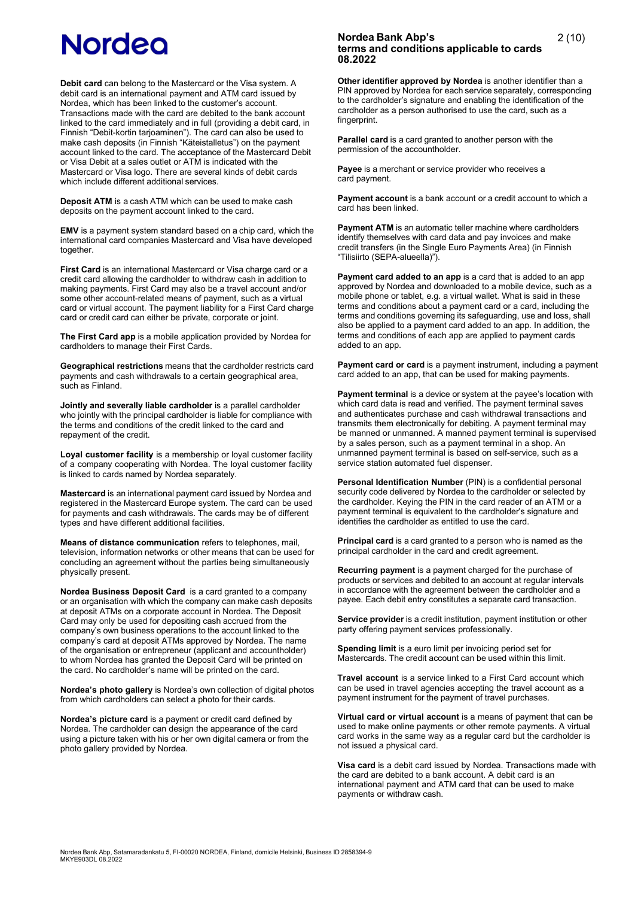**Debit card** can belong to the Mastercard or the Visa system. A debit card is an international payment and ATM card issued by Nordea, which has been linked to the customer's account. Transactions made with the card are debited to the bank account linked to the card immediately and in full (providing a debit card, in Finnish "Debit-kortin tarjoaminen"). The card can also be used to make cash deposits (in Finnish "Käteistalletus") on the payment account linked to the card. The acceptance of the Mastercard Debit or Visa Debit at a sales outlet or ATM is indicated with the Mastercard or Visa logo. There are several kinds of debit cards which include different additional services.

**Deposit ATM** is a cash ATM which can be used to make cash deposits on the payment account linked to the card.

**EMV** is a payment system standard based on a chip card, which the international card companies Mastercard and Visa have developed together.

**First Card** is an international Mastercard or Visa charge card or a credit card allowing the cardholder to withdraw cash in addition to making payments. First Card may also be a travel account and/or some other account-related means of payment, such as a virtual card or virtual account. The payment liability for a First Card charge card or credit card can either be private, corporate or joint.

**The First Card app** is a mobile application provided by Nordea for cardholders to manage their First Cards.

**Geographical restrictions** means that the cardholder restricts card payments and cash withdrawals to a certain geographical area, such as Finland.

**Jointly and severally liable cardholder** is a parallel cardholder who jointly with the principal cardholder is liable for compliance with the terms and conditions of the credit linked to the card and repayment of the credit.

**Loyal customer facility** is a membership or loyal customer facility of a company cooperating with Nordea. The loyal customer facility is linked to cards named by Nordea separately.

**Mastercard** is an international payment card issued by Nordea and registered in the Mastercard Europe system. The card can be used for payments and cash withdrawals. The cards may be of different types and have different additional facilities.

**Means of distance communication** refers to telephones, mail, television, information networks or other means that can be used for concluding an agreement without the parties being simultaneously physically present.

**Nordea Business Deposit Card** is a card granted to a company or an organisation with which the company can make cash deposits at deposit ATMs on a corporate account in Nordea. The Deposit Card may only be used for depositing cash accrued from the company's own business operations to the account linked to the company's card at deposit ATMs approved by Nordea. The name of the organisation or entrepreneur (applicant and accountholder) to whom Nordea has granted the Deposit Card will be printed on the card. No cardholder's name will be printed on the card.

**Nordea's photo gallery** is Nordea's own collection of digital photos from which cardholders can select a photo for their cards.

**Nordea's picture card** is a payment or credit card defined by Nordea. The cardholder can design the appearance of the card using a picture taken with his or her own digital camera or from the photo gallery provided by Nordea.

**Other identifier approved by Nordea** is another identifier than a PIN approved by Nordea for each service separately, corresponding to the cardholder's signature and enabling the identification of the cardholder as a person authorised to use the card, such as a fingerprint.

**Parallel card** is a card granted to another person with the permission of the accountholder.

**Payee** is a merchant or service provider who receives a card payment.

**Payment account** is a bank account or a credit account to which a card has been linked.

**Payment ATM** is an automatic teller machine where cardholders identify themselves with card data and pay invoices and make credit transfers (in the Single Euro Payments Area) (in Finnish "Tilisiirto (SEPA-alueella)").

**Payment card added to an app** is a card that is added to an app approved by Nordea and downloaded to a mobile device, such as a mobile phone or tablet, e.g. a virtual wallet. What is said in these terms and conditions about a payment card or a card, including the terms and conditions governing its safeguarding, use and loss, shall also be applied to a payment card added to an app. In addition, the terms and conditions of each app are applied to payment cards added to an app.

**Payment card or card** is a payment instrument, including a payment card added to an app, that can be used for making payments.

**Payment terminal** is a device or system at the payee's location with which card data is read and verified. The payment terminal saves and authenticates purchase and cash withdrawal transactions and transmits them electronically for debiting. A payment terminal may be manned or unmanned. A manned payment terminal is supervised by a sales person, such as a payment terminal in a shop. An unmanned payment terminal is based on self-service, such as a service station automated fuel dispenser.

**Personal Identification Number** (PIN) is a confidential personal security code delivered by Nordea to the cardholder or selected by the cardholder. Keying the PIN in the card reader of an ATM or a payment terminal is equivalent to the cardholder's signature and identifies the cardholder as entitled to use the card.

**Principal card** is a card granted to a person who is named as the principal cardholder in the card and credit agreement.

**Recurring payment** is a payment charged for the purchase of products or services and debited to an account at regular intervals in accordance with the agreement between the cardholder and a payee. Each debit entry constitutes a separate card transaction.

**Service provider** is a credit institution, payment institution or other party offering payment services professionally.

**Spending limit** is a euro limit per invoicing period set for Mastercards. The credit account can be used within this limit.

**Travel account** is a service linked to a First Card account which can be used in travel agencies accepting the travel account as a payment instrument for the payment of travel purchases.

**Virtual card or virtual account** is a means of payment that can be used to make online payments or other remote payments. A virtual card works in the same way as a regular card but the cardholder is not issued a physical card.

**Visa card** is a debit card issued by Nordea. Transactions made with the card are debited to a bank account. A debit card is an international payment and ATM card that can be used to make payments or withdraw cash.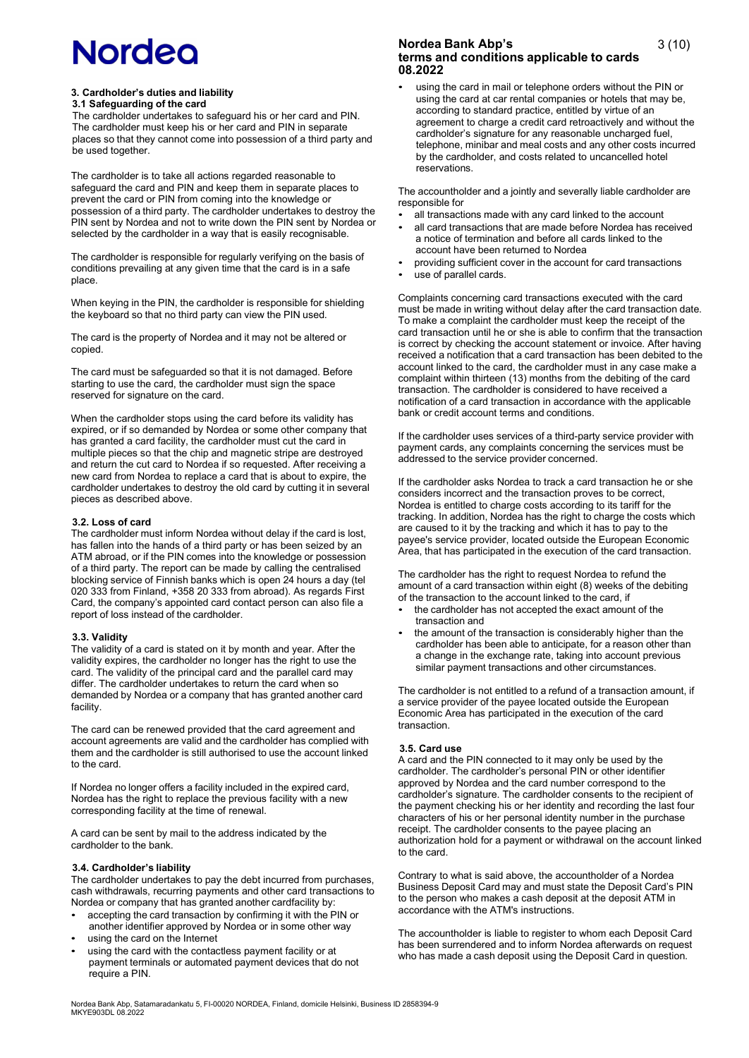### 3. Cardholder's duties and liability

#### 3.1 Safeguarding of the card

The cardholder undertakes to safeguard his or her card and PIN. The cardholder must keep his or her card and PIN in separate places so that they cannot come into possession of a third party and be used together.

The cardholder is to take all actions regarded reasonable to safeguard the card and PIN and keep them in separate places to prevent the card or PIN from coming into the knowledge or possession of a third party. The cardholder undertakes to destroy the PIN sent by Nordea and not to write down the PIN sent by Nordea or selected by the cardholder in a way that is easily recognisable.

The cardholder is responsible for regularly verifying on the basis of conditions prevailing at any given time that the card is in a safe place.

When keying in the PIN, the cardholder is responsible for shielding the keyboard so that no third party can view the PIN used.

The card is the property of Nordea and it may not be altered or copied.

The card must be safeguarded so that it is not damaged. Before starting to use the card, the cardholder must sign the space reserved for signature on the card.

When the cardholder stops using the card before its validity has expired, or if so demanded by Nordea or some other company that has granted a card facility, the cardholder must cut the card in multiple pieces so that the chip and magnetic stripe are destroyed and return the cut card to Nordea if so requested. After receiving a new card from Nordea to replace a card that is about to expire, the cardholder undertakes to destroy the old card by cutting it in several pieces as described above.

#### 3.2. Loss of card

The cardholder must inform Nordea without delay if the card is lost, has fallen into the hands of a third party or has been seized by an ATM abroad, or if the PIN comes into the knowledge or possession of a third party. The report can be made by calling the centralised blocking service of Finnish banks which is open 24 hours a day (tel 020 333 from Finland, +358 20 333 from abroad). As regards First Card, the company's appointed card contact person can also file a report of loss instead of the cardholder.

#### 3.3. Validity

The validity of a card is stated on it by month and year. After the validity expires, the cardholder no longer has the right to use the card. The validity of the principal card and the parallel card may differ. The cardholder undertakes to return the card when so demanded by Nordea or a company that has granted another card facility.

The card can be renewed provided that the card agreement and account agreements are valid and the cardholder has complied with them and the cardholder is still authorised to use the account linked to the card.

If Nordea no longer offers a facility included in the expired card, Nordea has the right to replace the previous facility with a new corresponding facility at the time of renewal.

A card can be sent by mail to the address indicated by the cardholder to the bank.

#### 3.4. Cardholder's liability

The cardholder undertakes to pay the debt incurred from purchases, cash withdrawals, recurring payments and other card transactions to Nordea or company that has granted another cardfacility by:

- accepting the card transaction by confirming it with the PIN or another identifier approved by Nordea or in some other way
- using the card on the Internet
- using the card with the contactless payment facility or at payment terminals or automated payment devices that do not require a PIN.
- using the card in mail or telephone orders without the PIN or using the card at car rental companies or hotels that may be, according to standard practice, entitled by virtue of an agreement to charge a credit card retroactively and without the cardholder's signature for any reasonable uncharged fuel, telephone, minibar and meal costs and any other costs incurred by the cardholder, and costs related to uncancelled hotel reservations.

The accountholder and a jointly and severally liable cardholder are responsible for

- all transactions made with any card linked to the account
- all card transactions that are made before Nordea has received a notice of termination and before all cards linked to the account have been returned to Nordea
- providing sufficient cover in the account for card transactions
- use of parallel cards.

Complaints concerning card transactions executed with the card must be made in writing without delay after the card transaction date. To make a complaint the cardholder must keep the receipt of the card transaction until he or she is able to confirm that the transaction is correct by checking the account statement or invoice. After having received a notification that a card transaction has been debited to the account linked to the card, the cardholder must in any case make a complaint within thirteen (13) months from the debiting of the card transaction. The cardholder is considered to have received a notification of a card transaction in accordance with the applicable bank or credit account terms and conditions.

If the cardholder uses services of a third-party service provider with payment cards, any complaints concerning the services must be addressed to the service provider concerned.

If the cardholder asks Nordea to track a card transaction he or she considers incorrect and the transaction proves to be correct, Nordea is entitled to charge costs according to its tariff for the tracking. In addition, Nordea has the right to charge the costs which are caused to it by the tracking and which it has to pay to the payee's service provider, located outside the European Economic Area, that has participated in the execution of the card transaction.

The cardholder has the right to request Nordea to refund the amount of a card transaction within eight (8) weeks of the debiting of the transaction to the account linked to the card, if

- the cardholder has not accepted the exact amount of the transaction and
- the amount of the transaction is considerably higher than the cardholder has been able to anticipate, for a reason other than a change in the exchange rate, taking into account previous similar payment transactions and other circumstances.

The cardholder is not entitled to a refund of a transaction amount, if a service provider of the payee located outside the European Economic Area has participated in the execution of the card transaction.

#### 3.5. Card use

A card and the PIN connected to it may only be used by the cardholder. The cardholder's personal PIN or other identifier approved by Nordea and the card number correspond to the cardholder's signature. The cardholder consents to the recipient of the payment checking his or her identity and recording the last four characters of his or her personal identity number in the purchase receipt. The cardholder consents to the payee placing an authorization hold for a payment or withdrawal on the account linked to the card.

Contrary to what is said above, the accountholder of a Nordea Business Deposit Card may and must state the Deposit Card's PIN to the person who makes a cash deposit at the deposit ATM in accordance with the ATM's instructions.

The accountholder is liable to register to whom each Deposit Card has been surrendered and to inform Nordea afterwards on request who has made a cash deposit using the Deposit Card in question.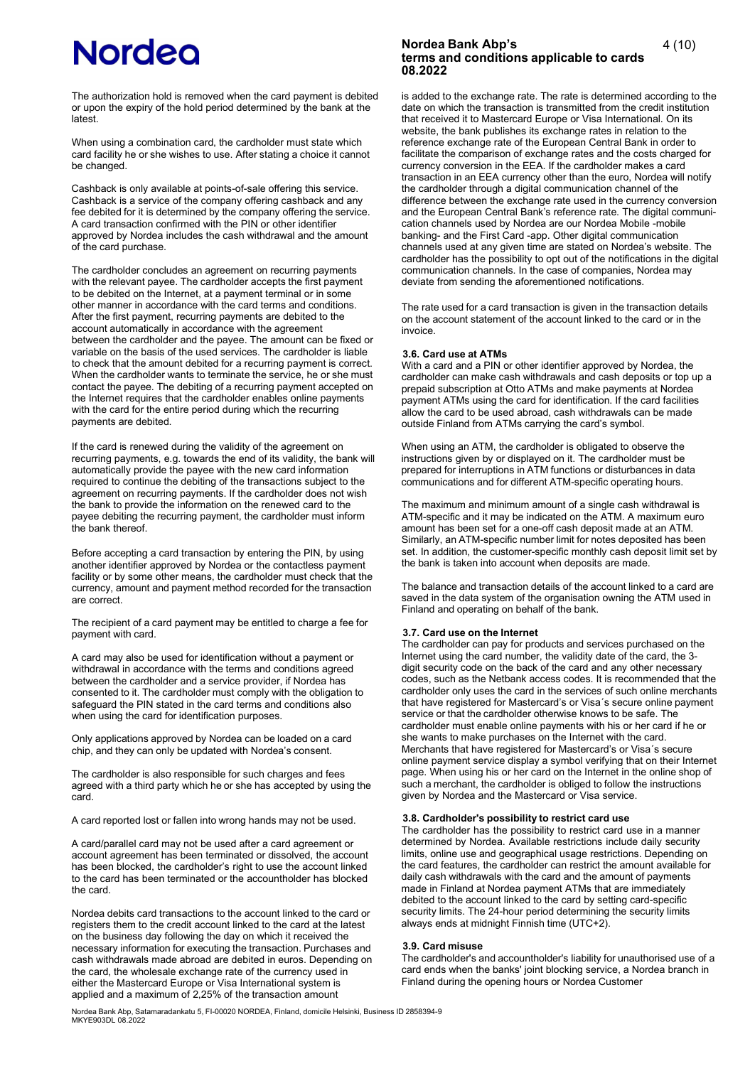The authorization hold is removed when the card payment is debited or upon the expiry of the hold period determined by the bank at the latest.

When using a combination card, the cardholder must state which card facility he or she wishes to use. After stating a choice it cannot be changed.

Cashback is only available at points-of-sale offering this service. Cashback is a service of the company offering cashback and any fee debited for it is determined by the company offering the service. A card transaction confirmed with the PIN or other identifier approved by Nordea includes the cash withdrawal and the amount of the card purchase.

The cardholder concludes an agreement on recurring payments with the relevant payee. The cardholder accepts the first payment to be debited on the Internet, at a payment terminal or in some other manner in accordance with the card terms and conditions. After the first payment, recurring payments are debited to the account automatically in accordance with the agreement between the cardholder and the payee. The amount can be fixed or variable on the basis of the used services. The cardholder is liable to check that the amount debited for a recurring payment is correct. When the cardholder wants to terminate the service, he or she must contact the payee. The debiting of a recurring payment accepted on the Internet requires that the cardholder enables online payments with the card for the entire period during which the recurring payments are debited.

If the card is renewed during the validity of the agreement on recurring payments, e.g. towards the end of its validity, the bank will automatically provide the payee with the new card information required to continue the debiting of the transactions subject to the agreement on recurring payments. If the cardholder does not wish the bank to provide the information on the renewed card to the payee debiting the recurring payment, the cardholder must inform the bank thereof.

Before accepting a card transaction by entering the PIN, by using another identifier approved by Nordea or the contactless payment facility or by some other means, the cardholder must check that the currency, amount and payment method recorded for the transaction are correct.

The recipient of a card payment may be entitled to charge a fee for payment with card.

A card may also be used for identification without a payment or withdrawal in accordance with the terms and conditions agreed between the cardholder and a service provider, if Nordea has consented to it. The cardholder must comply with the obligation to safeguard the PIN stated in the card terms and conditions also when using the card for identification purposes.

Only applications approved by Nordea can be loaded on a card chip, and they can only be updated with Nordea's consent.

The cardholder is also responsible for such charges and fees agreed with a third party which he or she has accepted by using the card.

A card reported lost or fallen into wrong hands may not be used.

A card/parallel card may not be used after a card agreement or account agreement has been terminated or dissolved, the account has been blocked, the cardholder's right to use the account linked to the card has been terminated or the accountholder has blocked the card.

Nordea debits card transactions to the account linked to the card or registers them to the credit account linked to the card at the latest on the business day following the day on which it received the necessary information for executing the transaction. Purchases and cash withdrawals made abroad are debited in euros. Depending on the card, the wholesale exchange rate of the currency used in either the Mastercard Europe or Visa International system is applied and a maximum of 2,25% of the transaction amount is added to the exchange rate. The rate is determined according to the date on which the transaction is transmitted from the credit institution that received it to Mastercard Europe or Visa International. On its website, the bank publishes its exchange rates in relation to the reference exchange rate of the European Central Bank in order to facilitate the comparison of exchange rates and the costs charged for currency conversion in the EEA. If the cardholder makes a card transaction in an EEA currency other than the euro, Nordea will notify the cardholder through a digital communication channel of the difference between the exchange rate used in the currency conversion and the European Central Bank's reference rate. The digital communication channels used by Nordea are our Nordea Mobile -mobile banking- and the First Card -app. Other digital communication channels used at any given time are stated on Nordea's website. The cardholder has the possibility to opt out of the notifications in the digital communication channels. In the case of companies, Nordea may deviate from sending the aforementioned notifications.

The rate used for a card transaction is given in the transaction details on the account statement of the account linked to the card or in the invoice.

### 3.6. Card use at ATMs

With a card and a PIN or other identifier approved by Nordea, the cardholder can make cash withdrawals and cash deposits or top up a prepaid subscription at Otto ATMs and make payments at Nordea payment ATMs using the card for identification. If the card facilities allow the card to be used abroad, cash withdrawals can be made outside Finland from ATMs carrying the card's symbol.

When using an ATM, the cardholder is obligated to observe the instructions given by or displayed on it. The cardholder must be prepared for interruptions in ATM functions or disturbances in data communications and for different ATM-specific operating hours.

The maximum and minimum amount of a single cash withdrawal is ATM-specific and it may be indicated on the ATM. A maximum euro amount has been set for a one-off cash deposit made at an ATM. Similarly, an ATM-specific number limit for notes deposited has been set. In addition, the customer-specific monthly cash deposit limit set by the bank is taken into account when deposits are made.

The balance and transaction details of the account linked to a card are saved in the data system of the organisation owning the ATM used in Finland and operating on behalf of the bank.

### 3.7. Card use on the Internet

The cardholder can pay for products and services purchased on the Internet using the card number, the validity date of the card, the 3-digit security code on the back of the card and any other necessary codes, such as the Netbank access codes. It is recommended that the cardholder only uses the card in the services of such online merchants that have registered for Mastercard's or Visa´s secure online payment service or that the cardholder otherwise knows to be safe. The cardholder must enable online payments with his or her card if he or she wants to make purchases on the Internet with the card. Merchants that have registered for Mastercard's or Visa´s secure online payment service display a symbol verifying that on their Internet page. When using his or her card on the Internet in the online shop of such a merchant, the cardholder is obliged to follow the instructions given by Nordea and the Mastercard or Visa service.

### 3.8. Cardholder's possibility to restrict card use

The cardholder has the possibility to restrict card use in a manner determined by Nordea. Available restrictions include daily security limits, online use and geographical usage restrictions. Depending on the card features, the cardholder can restrict the amount available for daily cash withdrawals with the card and the amount of payments made in Finland at Nordea payment ATMs that are immediately debited to the account linked to the card by setting card-specific security limits. The 24-hour period determining the security limits always ends at midnight Finnish time (UTC+2).

### 3.9. Card misuse

The cardholder's and accountholder's liability for unauthorised use of a card ends when the banks' joint blocking service, a Nordea branch in Finland during the opening hours or Nordea Customer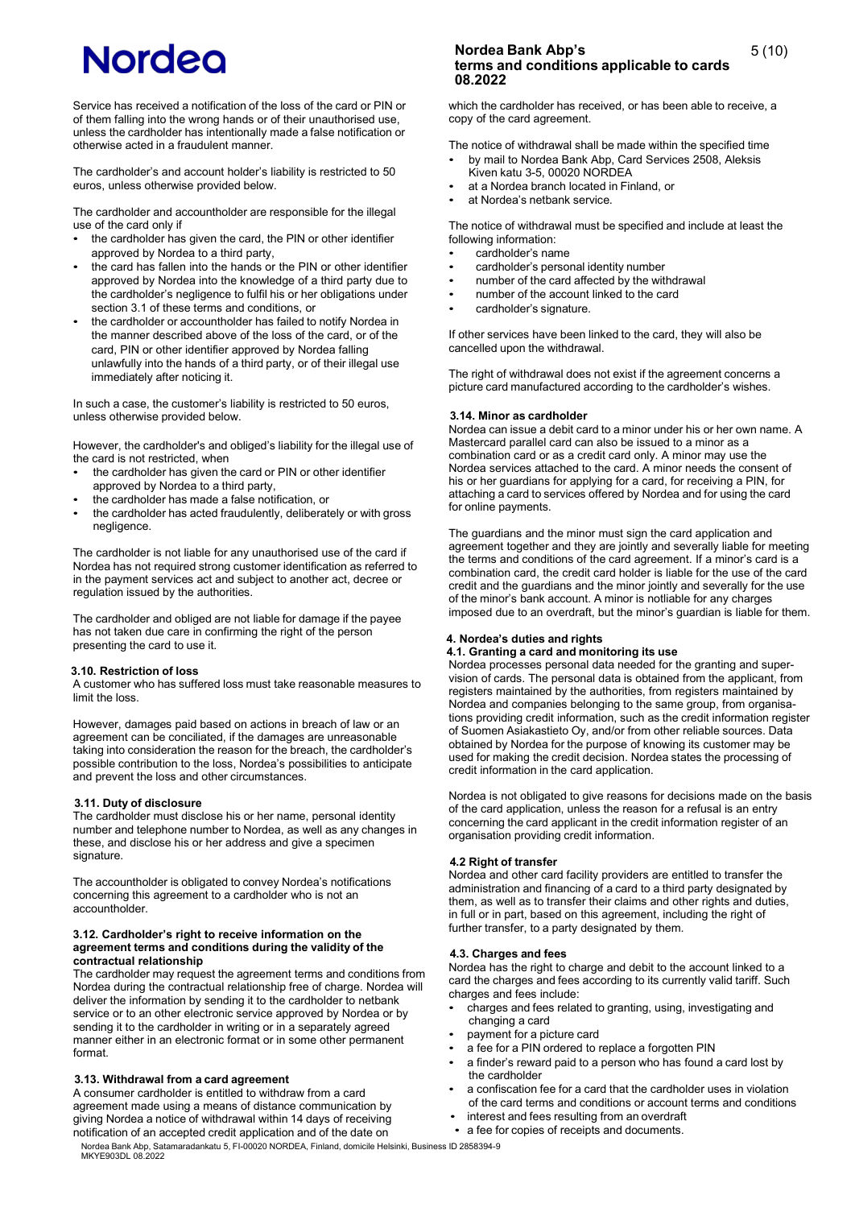Service has received a notification of the loss of the card or PIN or of them falling into the wrong hands or of their unauthorised use, unless the cardholder has intentionally made a false notification or otherwise acted in a fraudulent manner.

The cardholder's and account holder's liability is restricted to 50 euros, unless otherwise provided below.

The cardholder and accountholder are responsible for the illegal use of the card only if

- the cardholder has given the card, the PIN or other identifier approved by Nordea to a third party,
- the card has fallen into the hands or the PIN or other identifier approved by Nordea into the knowledge of a third party due to the cardholder's negligence to fulfil his or her obligations under section 3.1 of these terms and conditions, or
- the cardholder or accountholder has failed to notify Nordea in the manner described above of the loss of the card, or of the card, PIN or other identifier approved by Nordea falling unlawfully into the hands of a third party, or of their illegal use immediately after noticing it.

In such a case, the customer's liability is restricted to 50 euros, unless otherwise provided below.

However, the cardholder's and obliged's liability for the illegal use of the card is not restricted, when

- the cardholder has given the card or PIN or other identifier approved by Nordea to a third party,
- the cardholder has made a false notification, or
- the cardholder has acted fraudulently, deliberately or with gross negligence.

The cardholder is not liable for any unauthorised use of the card if Nordea has not required strong customer identification as referred to in the payment services act and subject to another act, decree or regulation issued by the authorities.

The cardholder and obliged are not liable for damage if the payee has not taken due care in confirming the right of the person presenting the card to use it.

### 3.10. Restriction of loss

A customer who has suffered loss must take reasonable measures to limit the loss.

However, damages paid based on actions in breach of law or an agreement can be conciliated, if the damages are unreasonable taking into consideration the reason for the breach, the cardholder's possible contribution to the loss, Nordea's possibilities to anticipate and prevent the loss and other circumstances.

### 3.11. Duty of disclosure

The cardholder must disclose his or her name, personal identity number and telephone number to Nordea, as well as any changes in these, and disclose his or her address and give a specimen signature.

The accountholder is obligated to convey Nordea's notifications concerning this agreement to a cardholder who is not an accountholder.

### 3.12. Cardholder's right to receive information on the agreement terms and conditions during the validity of the contractual relationship

The cardholder may request the agreement terms and conditions from Nordea during the contractual relationship free of charge. Nordea will deliver the information by sending it to the cardholder to netbank service or to an other electronic service approved by Nordea or by sending it to the cardholder in writing or in a separately agreed manner either in an electronic format or in some other permanent format.

### 3.13. Withdrawal from a card agreement

A consumer cardholder is entitled to withdraw from a card agreement made using a means of distance communication by giving Nordea a notice of withdrawal within 14 days of receiving notification of an accepted credit application and of the date on which the cardholder has received, or has been able to receive, a copy of the card agreement.

The notice of withdrawal shall be made within the specified time

- by mail to Nordea Bank Abp, Card Services 2508, Aleksis Kiven katu 3-5, 00020 NORDEA
- at a Nordea branch located in Finland, or
- at Nordea's netbank service.

The notice of withdrawal must be specified and include at least the following information:

- cardholder's name
- cardholder's personal identity number
- number of the card affected by the withdrawal
- number of the account linked to the card
- cardholder's signature.

If other services have been linked to the card, they will also be cancelled upon the withdrawal.

The right of withdrawal does not exist if the agreement concerns a picture card manufactured according to the cardholder's wishes.

### 3.14. Minor as cardholder

Nordea can issue a debit card to a minor under his or her own name. A Mastercard parallel card can also be issued to a minor as a combination card or as a credit card only. A minor may use the Nordea services attached to the card. A minor needs the consent of his or her guardians for applying for a card, for receiving a PIN, for attaching a card to services offered by Nordea and for using the card for online payments.

The guardians and the minor must sign the card application and agreement together and they are jointly and severally liable for meeting the terms and conditions of the card agreement. If a minor's card is a combination card, the credit card holder is liable for the use of the card credit and the guardians and the minor jointly and severally for the use of the minor's bank account. A minor is notliable for any charges imposed due to an overdraft, but the minor's guardian is liable for them.

## 4. Nordea's duties and rights

### 4.1. Granting a card and monitoring its use

Nordea processes personal data needed for the granting and supervision of cards. The personal data is obtained from the applicant, from registers maintained by the authorities, from registers maintained by Nordea and companies belonging to the same group, from organisations providing credit information, such as the credit information register of Suomen Asiakastieto Oy, and/or from other reliable sources. Data obtained by Nordea for the purpose of knowing its customer may be used for making the credit decision. Nordea states the processing of credit information in the card application.

Nordea is not obligated to give reasons for decisions made on the basis of the card application, unless the reason for a refusal is an entry concerning the card applicant in the credit information register of an organisation providing credit information.

### 4.2 Right of transfer

Nordea and other card facility providers are entitled to transfer the administration and financing of a card to a third party designated by them, as well as to transfer their claims and other rights and duties, in full or in part, based on this agreement, including the right of further transfer, to a party designated by them.

### 4.3. Charges and fees

Nordea has the right to charge and debit to the account linked to a card the charges and fees according to its currently valid tariff. Such charges and fees include:

- charges and fees related to granting, using, investigating and changing a card
- payment for a picture card
- a fee for a PIN ordered to replace a forgotten PIN
- a finder's reward paid to a person who has found a card lost by the cardholder
- a confiscation fee for a card that the cardholder uses in violation of the card terms and conditions or account terms and conditions
- interest and fees resulting from an overdraft
- a fee for copies of receipts and documents.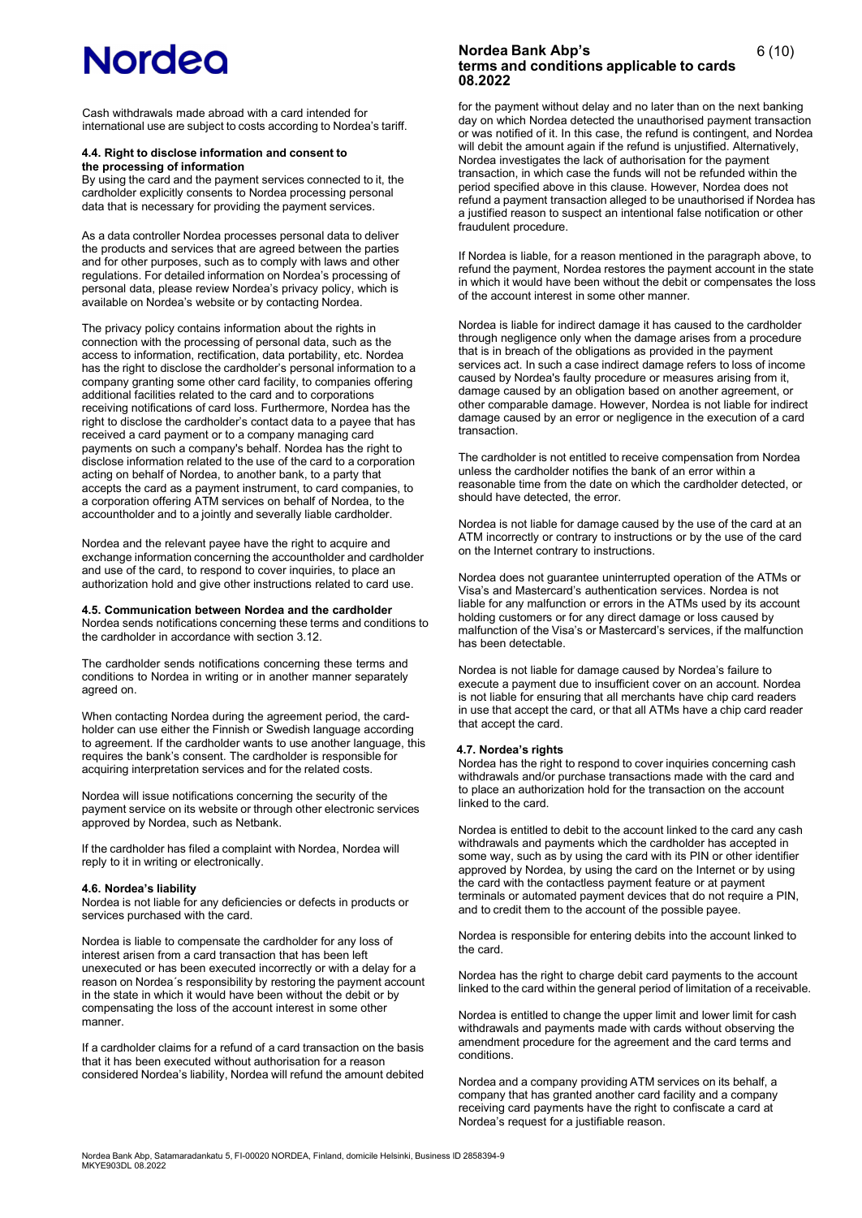Cash withdrawals made abroad with a card intended for international use are subject to costs according to Nordea's tariff.

#### 4.4. Right to disclose information and consent to the processing of information

By using the card and the payment services connected to it, the cardholder explicitly consents to Nordea processing personal data that is necessary for providing the payment services.

As a data controller Nordea processes personal data to deliver the products and services that are agreed between the parties and for other purposes, such as to comply with laws and other regulations. For detailed information on Nordea's processing of personal data, please review Nordea's privacy policy, which is available on Nordea's website or by contacting Nordea.

The privacy policy contains information about the rights in connection with the processing of personal data, such as the access to information, rectification, data portability, etc. Nordea has the right to disclose the cardholder's personal information to a company granting some other card facility, to companies offering additional facilities related to the card and to corporations receiving notifications of card loss. Furthermore, Nordea has the right to disclose the cardholder's contact data to a payee that has received a card payment or to a company managing card payments on such a company's behalf. Nordea has the right to disclose information related to the use of the card to a corporation acting on behalf of Nordea, to another bank, to a party that accepts the card as a payment instrument, to card companies, to a corporation offering ATM services on behalf of Nordea, to the accountholder and to a jointly and severally liable cardholder.

Nordea and the relevant payee have the right to acquire and exchange information concerning the accountholder and cardholder and use of the card, to respond to cover inquiries, to place an authorization hold and give other instructions related to card use.

#### 4.5. Communication between Nordea and the cardholder

Nordea sends notifications concerning these terms and conditions to the cardholder in accordance with section 3.12.

The cardholder sends notifications concerning these terms and conditions to Nordea in writing or in another manner separately agreed on.

When contacting Nordea during the agreement period, the card-holder can use either the Finnish or Swedish language according to agreement. If the cardholder wants to use another language, this requires the bank's consent. The cardholder is responsible for acquiring interpretation services and for the related costs.

Nordea will issue notifications concerning the security of the payment service on its website or through other electronic services approved by Nordea, such as Netbank.

If the cardholder has filed a complaint with Nordea, Nordea will reply to it in writing or electronically.

#### 4.6. Nordea's liability

Nordea is not liable for any deficiencies or defects in products or services purchased with the card.

Nordea is liable to compensate the cardholder for any loss of interest arisen from a card transaction that has been left unexecuted or has been executed incorrectly or with a delay for a reason on Nordea´s responsibility by restoring the payment account in the state in which it would have been without the debit or by compensating the loss of the account interest in some other manner.

If a cardholder claims for a refund of a card transaction on the basis that it has been executed without authorisation for a reason considered Nordea's liability, Nordea will refund the amount debited for the payment without delay and no later than on the next banking day on which Nordea detected the unauthorised payment transaction or was notified of it. In this case, the refund is contingent, and Nordea will debit the amount again if the refund is unjustified. Alternatively, Nordea investigates the lack of authorisation for the payment transaction, in which case the funds will not be refunded within the period specified above in this clause. However, Nordea does not refund a payment transaction alleged to be unauthorised if Nordea has a justified reason to suspect an intentional false notification or other fraudulent procedure.

If Nordea is liable, for a reason mentioned in the paragraph above, to refund the payment, Nordea restores the payment account in the state in which it would have been without the debit or compensates the loss of the account interest in some other manner.

Nordea is liable for indirect damage it has caused to the cardholder through negligence only when the damage arises from a procedure that is in breach of the obligations as provided in the payment services act. In such a case indirect damage refers to loss of income caused by Nordea's faulty procedure or measures arising from it, damage caused by an obligation based on another agreement, or other comparable damage. However, Nordea is not liable for indirect damage caused by an error or negligence in the execution of a card transaction.

The cardholder is not entitled to receive compensation from Nordea unless the cardholder notifies the bank of an error within a reasonable time from the date on which the cardholder detected, or should have detected, the error.

Nordea is not liable for damage caused by the use of the card at an ATM incorrectly or contrary to instructions or by the use of the card on the Internet contrary to instructions.

Nordea does not guarantee uninterrupted operation of the ATMs or Visa's and Mastercard's authentication services. Nordea is not liable for any malfunction or errors in the ATMs used by its account holding customers or for any direct damage or loss caused by malfunction of the Visa's or Mastercard's services, if the malfunction has been detectable.

Nordea is not liable for damage caused by Nordea's failure to execute a payment due to insufficient cover on an account. Nordea is not liable for ensuring that all merchants have chip card readers in use that accept the card, or that all ATMs have a chip card reader that accept the card.

#### 4.7. Nordea's rights

Nordea has the right to respond to cover inquiries concerning cash withdrawals and/or purchase transactions made with the card and to place an authorization hold for the transaction on the account linked to the card.

Nordea is entitled to debit to the account linked to the card any cash withdrawals and payments which the cardholder has accepted in some way, such as by using the card with its PIN or other identifier approved by Nordea, by using the card on the Internet or by using the card with the contactless payment feature or at payment terminals or automated payment devices that do not require a PIN, and to credit them to the account of the possible payee.

Nordea is responsible for entering debits into the account linked to the card.

Nordea has the right to charge debit card payments to the account linked to the card within the general period of limitation of a receivable.

Nordea is entitled to change the upper limit and lower limit for cash withdrawals and payments made with cards without observing the amendment procedure for the agreement and the card terms and conditions.

Nordea and a company providing ATM services on its behalf, a company that has granted another card facility and a company receiving card payments have the right to confiscate a card at Nordea's request for a justifiable reason.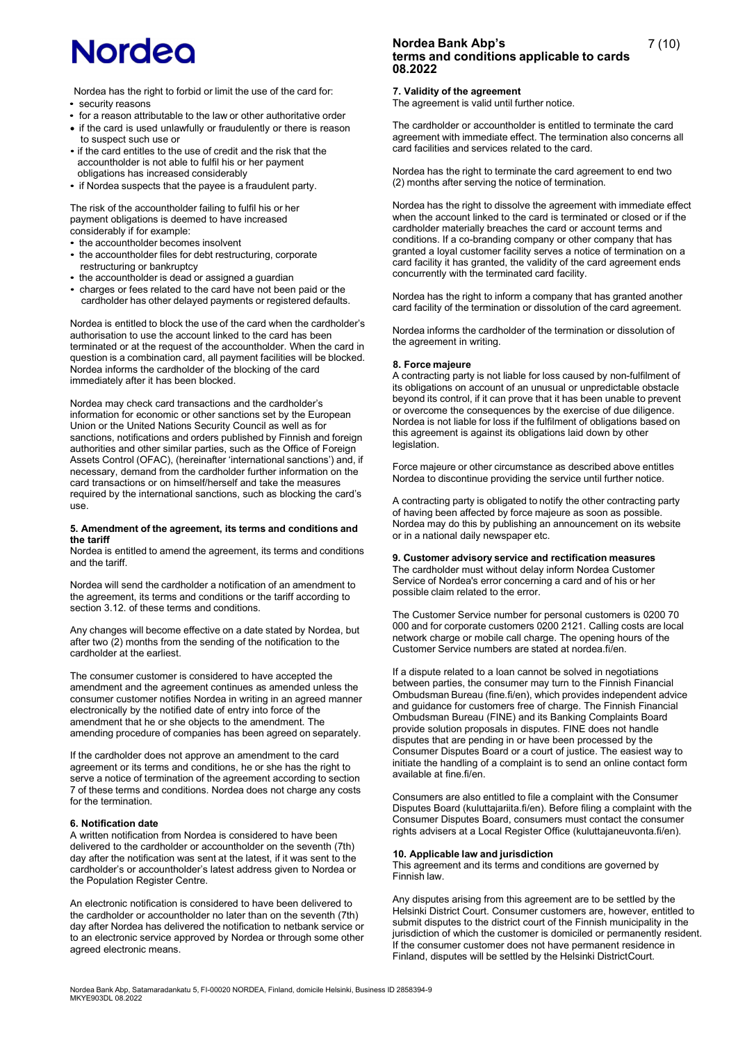Nordea has the right to forbid or limit the use of the card for:

- security reasons
- for a reason attributable to the law or other authoritative order
- if the card is used unlawfully or fraudulently or there is reason to suspect such use or
- if the card entitles to the use of credit and the risk that the accountholder is not able to fulfil his or her payment obligations has increased considerably
- if Nordea suspects that the payee is a fraudulent party.

The risk of the accountholder failing to fulfil his or her payment obligations is deemed to have increased considerably if for example:

- the accountholder becomes insolvent
- the accountholder files for debt restructuring, corporate restructuring or bankruptcy
- the accountholder is dead or assigned a guardian
- charges or fees related to the card have not been paid or the cardholder has other delayed payments or registered defaults.

Nordea is entitled to block the use of the card when the cardholder's authorisation to use the account linked to the card has been terminated or at the request of the accountholder. When the card in question is a combination card, all payment facilities will be blocked. Nordea informs the cardholder of the blocking of the card immediately after it has been blocked.

Nordea may check card transactions and the cardholder's information for economic or other sanctions set by the European Union or the United Nations Security Council as well as for sanctions, notifications and orders published by Finnish and foreign authorities and other similar parties, such as the Office of Foreign Assets Control (OFAC), (hereinafter 'international sanctions') and, if necessary, demand from the cardholder further information on the card transactions or on himself/herself and take the measures required by the international sanctions, such as blocking the card's use.

## 5. Amendment of the agreement, its terms and conditions and the tariff

Nordea is entitled to amend the agreement, its terms and conditions and the tariff.

Nordea will send the cardholder a notification of an amendment to the agreement, its terms and conditions or the tariff according to section 3.12. of these terms and conditions.

Any changes will become effective on a date stated by Nordea, but after two (2) months from the sending of the notification to the cardholder at the earliest.

The consumer customer is considered to have accepted the amendment and the agreement continues as amended unless the consumer customer notifies Nordea in writing in an agreed manner electronically by the notified date of entry into force of the amendment that he or she objects to the amendment. The amending procedure of companies has been agreed on separately.

If the cardholder does not approve an amendment to the card agreement or its terms and conditions, he or she has the right to serve a notice of termination of the agreement according to section 7 of these terms and conditions. Nordea does not charge any costs for the termination.

## 6. Notification date

A written notification from Nordea is considered to have been delivered to the cardholder or accountholder on the seventh (7th) day after the notification was sent at the latest, if it was sent to the cardholder's or accountholder's latest address given to Nordea or the Population Register Centre.

An electronic notification is considered to have been delivered to the cardholder or accountholder no later than on the seventh (7th) day after Nordea has delivered the notification to netbank service or to an electronic service approved by Nordea or through some other agreed electronic means.

## 7. Validity of the agreement

The agreement is valid until further notice.

The cardholder or accountholder is entitled to terminate the card agreement with immediate effect. The termination also concerns all card facilities and services related to the card.

Nordea has the right to terminate the card agreement to end two (2) months after serving the notice of termination.

Nordea has the right to dissolve the agreement with immediate effect when the account linked to the card is terminated or closed or if the cardholder materially breaches the card or account terms and conditions. If a co-branding company or other company that has granted a loyal customer facility serves a notice of termination on a card facility it has granted, the validity of the card agreement ends concurrently with the terminated card facility.

Nordea has the right to inform a company that has granted another card facility of the termination or dissolution of the card agreement.

Nordea informs the cardholder of the termination or dissolution of the agreement in writing.

## 8. Force majeure

A contracting party is not liable for loss caused by non-fulfilment of its obligations on account of an unusual or unpredictable obstacle beyond its control, if it can prove that it has been unable to prevent or overcome the consequences by the exercise of due diligence. Nordea is not liable for loss if the fulfilment of obligations based on this agreement is against its obligations laid down by other legislation.

Force majeure or other circumstance as described above entitles Nordea to discontinue providing the service until further notice.

A contracting party is obligated to notify the other contracting party of having been affected by force majeure as soon as possible. Nordea may do this by publishing an announcement on its website or in a national daily newspaper etc.

## 9. Customer advisory service and rectification measures

The cardholder must without delay inform Nordea Customer Service of Nordea's error concerning a card and of his or her possible claim related to the error.

The Customer Service number for personal customers is 0200 70 000 and for corporate customers 0200 2121. Calling costs are local network charge or mobile call charge. The opening hours of the Customer Service numbers are stated at nordea.fi/en.

If a dispute related to a loan cannot be solved in negotiations between parties, the consumer may turn to the Finnish Financial Ombudsman Bureau (fine.fi/en), which provides independent advice and guidance for customers free of charge. The Finnish Financial Ombudsman Bureau (FINE) and its Banking Complaints Board provide solution proposals in disputes. FINE does not handle disputes that are pending in or have been processed by the Consumer Disputes Board or a court of justice. The easiest way to initiate the handling of a complaint is to send an online contact form available at fine.fi/en.

Consumers are also entitled to file a complaint with the Consumer Disputes Board (kuluttajariita.fi/en). Before filing a complaint with the Consumer Disputes Board, consumers must contact the consumer rights advisers at a Local Register Office (kuluttajaneuvonta.fi/en).

## 10. Applicable law and jurisdiction

This agreement and its terms and conditions are governed by Finnish law.

Any disputes arising from this agreement are to be settled by the Helsinki District Court. Consumer customers are, however, entitled to submit disputes to the district court of the Finnish municipality in the jurisdiction of which the customer is domiciled or permanently resident. If the consumer customer does not have permanent residence in Finland, disputes will be settled by the Helsinki DistrictCourt.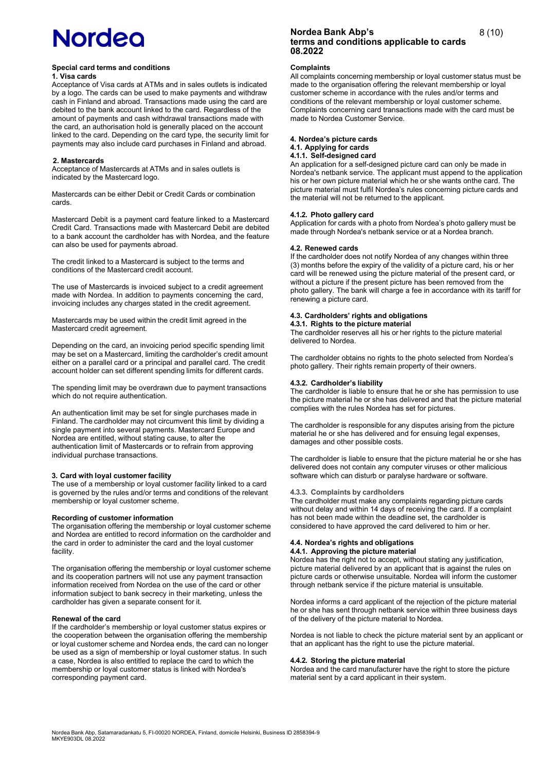### Special card terms and conditions

#### 1. Visa cards

Acceptance of Visa cards at ATMs and in sales outlets is indicated by a logo. The cards can be used to make payments and withdraw cash in Finland and abroad. Transactions made using the card are debited to the bank account linked to the card. Regardless of the amount of payments and cash withdrawal transactions made with the card, an authorisation hold is generally placed on the account linked to the card. Depending on the card type, the security limit for payments may also include card purchases in Finland and abroad.

#### 2. Mastercards

Acceptance of Mastercards at ATMs and in sales outlets is indicated by the Mastercard logo.

Mastercards can be either Debit or Credit Cards or combination cards.

Mastercard Debit is a payment card feature linked to a Mastercard Credit Card. Transactions made with Mastercard Debit are debited to a bank account the cardholder has with Nordea, and the feature can also be used for payments abroad.

The credit linked to a Mastercard is subject to the terms and conditions of the Mastercard credit account.

The use of Mastercards is invoiced subject to a credit agreement made with Nordea. In addition to payments concerning the card, invoicing includes any charges stated in the credit agreement.

Mastercards may be used within the credit limit agreed in the Mastercard credit agreement.

Depending on the card, an invoicing period specific spending limit may be set on a Mastercard, limiting the cardholder's credit amount either on a parallel card or a principal and parallel card. The credit account holder can set different spending limits for different cards.

The spending limit may be overdrawn due to payment transactions which do not require authentication.

An authentication limit may be set for single purchases made in Finland. The cardholder may not circumvent this limit by dividing a single payment into several payments. Mastercard Europe and Nordea are entitled, without stating cause, to alter the authentication limit of Mastercards or to refrain from approving individual purchase transactions.

#### 3. Card with loyal customer facility

The use of a membership or loyal customer facility linked to a card is governed by the rules and/or terms and conditions of the relevant membership or loyal customer scheme.

**Recording of customer information**

The organisation offering the membership or loyal customer scheme and Nordea are entitled to record information on the cardholder and the card in order to administer the card and the loyal customer facility.

The organisation offering the membership or loyal customer scheme and its cooperation partners will not use any payment transaction information received from Nordea on the use of the card or other information subject to bank secrecy in their marketing, unless the cardholder has given a separate consent for it.

**Renewal of the card**

If the cardholder's membership or loyal customer status expires or the cooperation between the organisation offering the membership or loyal customer scheme and Nordea ends, the card can no longer be used as a sign of membership or loyal customer status. In such a case, Nordea is also entitled to replace the card to which the membership or loyal customer status is linked with Nordea's corresponding payment card.

**Complaints**

All complaints concerning membership or loyal customer status must be made to the organisation offering the relevant membership or loyal customer scheme in accordance with the rules and/or terms and conditions of the relevant membership or loyal customer scheme. Complaints concerning card transactions made with the card must be made to Nordea Customer Service.

#### 4. Nordea's picture cards

##### 4.1. Applying for cards

##### 4.1.1. Self-designed card

An application for a self-designed picture card can only be made in Nordea's netbank service. The applicant must append to the application his or her own picture material which he or she wants onthe card. The picture material must fulfil Nordea's rules concerning picture cards and the material will not be returned to the applicant.

##### 4.1.2. Photo gallery card

Application for cards with a photo from Nordea's photo gallery must be made through Nordea's netbank service or at a Nordea branch.

##### 4.2. Renewed cards

If the cardholder does not notify Nordea of any changes within three (3) months before the expiry of the validity of a picture card, his or her card will be renewed using the picture material of the present card, or without a picture if the present picture has been removed from the photo gallery. The bank will charge a fee in accordance with its tariff for renewing a picture card.

##### 4.3. Cardholders' rights and obligations

##### 4.3.1. Rights to the picture material

The cardholder reserves all his or her rights to the picture material delivered to Nordea.

The cardholder obtains no rights to the photo selected from Nordea's photo gallery. Their rights remain property of their owners.

##### 4.3.2. Cardholder's liability

The cardholder is liable to ensure that he or she has permission to use the picture material he or she has delivered and that the picture material complies with the rules Nordea has set for pictures.

The cardholder is responsible for any disputes arising from the picture material he or she has delivered and for ensuing legal expenses, damages and other possible costs.

The cardholder is liable to ensure that the picture material he or she has delivered does not contain any computer viruses or other malicious software which can disturb or paralyse hardware or software.

##### 4.3.3. Complaints by cardholders

The cardholder must make any complaints regarding picture cards without delay and within 14 days of receiving the card. If a complaint has not been made within the deadline set, the cardholder is considered to have approved the card delivered to him or her.

##### 4.4. Nordea's rights and obligations

##### 4.4.1. Approving the picture material

Nordea has the right not to accept, without stating any justification, picture material delivered by an applicant that is against the rules on picture cards or otherwise unsuitable. Nordea will inform the customer through netbank service if the picture material is unsuitable.

Nordea informs a card applicant of the rejection of the picture material he or she has sent through netbank service within three business days of the delivery of the picture material to Nordea.

Nordea is not liable to check the picture material sent by an applicant or that an applicant has the right to use the picture material.

##### 4.4.2. Storing the picture material

Nordea and the card manufacturer have the right to store the picture material sent by a card applicant in their system.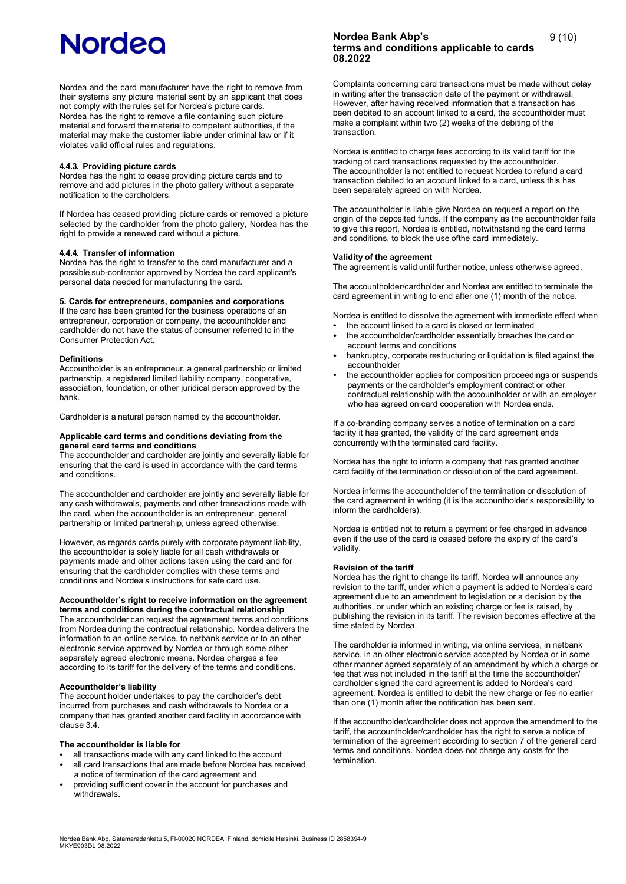Nordea and the card manufacturer have the right to remove from their systems any picture material sent by an applicant that does not comply with the rules set for Nordea's picture cards. Nordea has the right to remove a file containing such picture material and forward the material to competent authorities, if the material may make the customer liable under criminal law or if it violates valid official rules and regulations.

#### 4.4.3. Providing picture cards

Nordea has the right to cease providing picture cards and to remove and add pictures in the photo gallery without a separate notification to the cardholders.

If Nordea has ceased providing picture cards or removed a picture selected by the cardholder from the photo gallery, Nordea has the right to provide a renewed card without a picture.

#### 4.4.4. Transfer of information

Nordea has the right to transfer to the card manufacturer and a possible sub-contractor approved by Nordea the card applicant's personal data needed for manufacturing the card.

## 5. Cards for entrepreneurs, companies and corporations

If the card has been granted for the business operations of an entrepreneur, corporation or company, the accountholder and cardholder do not have the status of consumer referred to in the Consumer Protection Act.

### Definitions

Accountholder is an entrepreneur, a general partnership or limited partnership, a registered limited liability company, cooperative, association, foundation, or other juridical person approved by the bank.

Cardholder is a natural person named by the accountholder.

### Applicable card terms and conditions deviating from the general card terms and conditions

The accountholder and cardholder are jointly and severally liable for ensuring that the card is used in accordance with the card terms and conditions.

The accountholder and cardholder are jointly and severally liable for any cash withdrawals, payments and other transactions made with the card, when the accountholder is an entrepreneur, general partnership or limited partnership, unless agreed otherwise.

However, as regards cards purely with corporate payment liability, the accountholder is solely liable for all cash withdrawals or payments made and other actions taken using the card and for ensuring that the cardholder complies with these terms and conditions and Nordea's instructions for safe card use.

### Accountholder's right to receive information on the agreement terms and conditions during the contractual relationship

The accountholder can request the agreement terms and conditions from Nordea during the contractual relationship. Nordea delivers the information to an online service, to netbank service or to an other electronic service approved by Nordea or through some other separately agreed electronic means. Nordea charges a fee according to its tariff for the delivery of the terms and conditions.

### Accountholder's liability

The account holder undertakes to pay the cardholder's debt incurred from purchases and cash withdrawals to Nordea or a company that has granted another card facility in accordance with clause 3.4.

### The accountholder is liable for

- all transactions made with any card linked to the account
- all card transactions that are made before Nordea has received a notice of termination of the card agreement and
- providing sufficient cover in the account for purchases and withdrawals.

Complaints concerning card transactions must be made without delay in writing after the transaction date of the payment or withdrawal. However, after having received information that a transaction has been debited to an account linked to a card, the accountholder must make a complaint within two (2) weeks of the debiting of the transaction.

Nordea is entitled to charge fees according to its valid tariff for the tracking of card transactions requested by the accountholder. The accountholder is not entitled to request Nordea to refund a card transaction debited to an account linked to a card, unless this has been separately agreed on with Nordea.

The accountholder is liable give Nordea on request a report on the origin of the deposited funds. If the company as the accountholder fails to give this report, Nordea is entitled, notwithstanding the card terms and conditions, to block the use ofthe card immediately.

### Validity of the agreement

The agreement is valid until further notice, unless otherwise agreed.

The accountholder/cardholder and Nordea are entitled to terminate the card agreement in writing to end after one (1) month of the notice.

Nordea is entitled to dissolve the agreement with immediate effect when

- the account linked to a card is closed or terminated
- the accountholder/cardholder essentially breaches the card or account terms and conditions
- bankruptcy, corporate restructuring or liquidation is filed against the accountholder
- the accountholder applies for composition proceedings or suspends payments or the cardholder's employment contract or other contractual relationship with the accountholder or with an employer who has agreed on card cooperation with Nordea ends.

If a co-branding company serves a notice of termination on a card facility it has granted, the validity of the card agreement ends concurrently with the terminated card facility.

Nordea has the right to inform a company that has granted another card facility of the termination or dissolution of the card agreement.

Nordea informs the accountholder of the termination or dissolution of the card agreement in writing (it is the accountholder's responsibility to inform the cardholders).

Nordea is entitled not to return a payment or fee charged in advance even if the use of the card is ceased before the expiry of the card's validity.

### Revision of the tariff

Nordea has the right to change its tariff. Nordea will announce any revision to the tariff, under which a payment is added to Nordea's card agreement due to an amendment to legislation or a decision by the authorities, or under which an existing charge or fee is raised, by publishing the revision in its tariff. The revision becomes effective at the time stated by Nordea.

The cardholder is informed in writing, via online services, in netbank service, in an other electronic service accepted by Nordea or in some other manner agreed separately of an amendment by which a charge or fee that was not included in the tariff at the time the accountholder/ cardholder signed the card agreement is added to Nordea's card agreement. Nordea is entitled to debit the new charge or fee no earlier than one (1) month after the notification has been sent.

If the accountholder/cardholder does not approve the amendment to the tariff, the accountholder/cardholder has the right to serve a notice of termination of the agreement according to section 7 of the general card terms and conditions. Nordea does not charge any costs for the termination.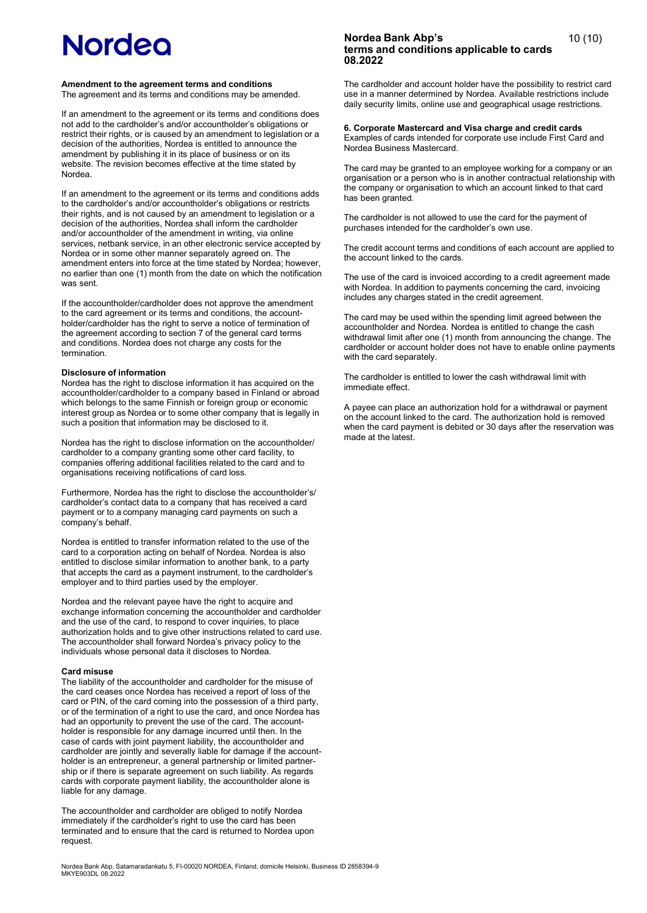### Amendment to the agreement terms and conditions

The agreement and its terms and conditions may be amended.

If an amendment to the agreement or its terms and conditions does not add to the cardholder's and/or accountholder's obligations or restrict their rights, or is caused by an amendment to legislation or a decision of the authorities, Nordea is entitled to announce the amendment by publishing it in its place of business or on its website. The revision becomes effective at the time stated by Nordea.

If an amendment to the agreement or its terms and conditions adds to the cardholder's and/or accountholder's obligations or restricts their rights, and is not caused by an amendment to legislation or a decision of the authorities, Nordea shall inform the cardholder and/or accountholder of the amendment in writing, via online services, netbank service, in an other electronic service accepted by Nordea or in some other manner separately agreed on. The amendment enters into force at the time stated by Nordea; however, no earlier than one (1) month from the date on which the notification was sent.

If the accountholder/cardholder does not approve the amendment to the card agreement or its terms and conditions, the accountholder/cardholder has the right to serve a notice of termination of the agreement according to section 7 of the general card terms and conditions. Nordea does not charge any costs for the termination.

### Disclosure of information

Nordea has the right to disclose information it has acquired on the accountholder/cardholder to a company based in Finland or abroad which belongs to the same Finnish or foreign group or economic interest group as Nordea or to some other company that is legally in such a position that information may be disclosed to it.

Nordea has the right to disclose information on the accountholder/cardholder to a company granting some other card facility, to companies offering additional facilities related to the card and to organisations receiving notifications of card loss.

Furthermore, Nordea has the right to disclose the accountholder's/cardholder's contact data to a company that has received a card payment or to a company managing card payments on such a company's behalf.

Nordea is entitled to transfer information related to the use of the card to a corporation acting on behalf of Nordea. Nordea is also entitled to disclose similar information to another bank, to a party that accepts the card as a payment instrument, to the cardholder's employer and to third parties used by the employer.

Nordea and the relevant payee have the right to acquire and exchange information concerning the accountholder and cardholder and the use of the card, to respond to cover inquiries, to place authorization holds and to give other instructions related to card use. The accountholder shall forward Nordea's privacy policy to the individuals whose personal data it discloses to Nordea.

### Card misuse

The liability of the accountholder and cardholder for the misuse of the card ceases once Nordea has received a report of loss of the card or PIN, of the card coming into the possession of a third party, or of the termination of a right to use the card, and once Nordea has had an opportunity to prevent the use of the card. The accountholder is responsible for any damage incurred until then. In the case of cards with joint payment liability, the accountholder and cardholder are jointly and severally liable for damage if the accountholder is an entrepreneur, a general partnership or limited partnership or if there is separate agreement on such liability. As regards cards with corporate payment liability, the accountholder alone is liable for any damage.

The accountholder and cardholder are obliged to notify Nordea immediately if the cardholder's right to use the card has been terminated and to ensure that the card is returned to Nordea upon request.

The cardholder and account holder have the possibility to restrict card use in a manner determined by Nordea. Available restrictions include daily security limits, online use and geographical usage restrictions.

## 6. Corporate Mastercard and Visa charge and credit cards

Examples of cards intended for corporate use include First Card and Nordea Business Mastercard.

The card may be granted to an employee working for a company or an organisation or a person who is in another contractual relationship with the company or organisation to which an account linked to that card has been granted.

The cardholder is not allowed to use the card for the payment of purchases intended for the cardholder's own use.

The credit account terms and conditions of each account are applied to the account linked to the cards.

The use of the card is invoiced according to a credit agreement made with Nordea. In addition to payments concerning the card, invoicing includes any charges stated in the credit agreement.

The card may be used within the spending limit agreed between the accountholder and Nordea. Nordea is entitled to change the cash withdrawal limit after one (1) month from announcing the change. The cardholder or account holder does not have to enable online payments with the card separately.

The cardholder is entitled to lower the cash withdrawal limit with immediate effect.

A payee can place an authorization hold for a withdrawal or payment on the account linked to the card. The authorization hold is removed when the card payment is debited or 30 days after the reservation was made at the latest.